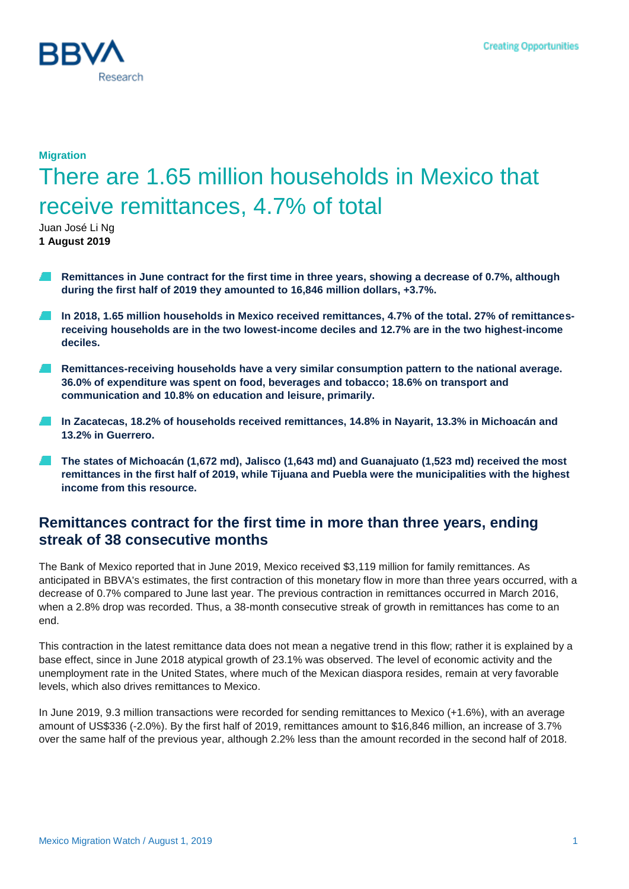**Migration**

# There are 1.65 million households in Mexico that receive remittances, 4.7% of total

Juan José Li Ng
**1 August 2019**

- **Remittances in June contract for the first time in three years, showing a decrease of 0.7%, although during the first half of 2019 they amounted to 16,846 million dollars, +3.7%.**
- **In 2018, 1.65 million households in Mexico received remittances, 4.7% of the total. 27% of remittances-receiving households are in the two lowest-income deciles and 12.7% are in the two highest-income deciles.**
- **Remittances-receiving households have a very similar consumption pattern to the national average. 36.0% of expenditure was spent on food, beverages and tobacco; 18.6% on transport and communication and 10.8% on education and leisure, primarily.**
- **In Zacatecas, 18.2% of households received remittances, 14.8% in Nayarit, 13.3% in Michoacán and 13.2% in Guerrero.**
- **The states of Michoacán (1,672 md), Jalisco (1,643 md) and Guanajuato (1,523 md) received the most remittances in the first half of 2019, while Tijuana and Puebla were the municipalities with the highest income from this resource.**

## Remittances contract for the first time in more than three years, ending streak of 38 consecutive months

The Bank of Mexico reported that in June 2019, Mexico received $3,119 million for family remittances. As anticipated in BBVA's estimates, the first contraction of this monetary flow in more than three years occurred, with a decrease of 0.7% compared to June last year. The previous contraction in remittances occurred in March 2016, when a 2.8% drop was recorded. Thus, a 38-month consecutive streak of growth in remittances has come to an end.

This contraction in the latest remittance data does not mean a negative trend in this flow; rather it is explained by a base effect, since in June 2018 atypical growth of 23.1% was observed. The level of economic activity and the unemployment rate in the United States, where much of the Mexican diaspora resides, remain at very favorable levels, which also drives remittances to Mexico.

In June 2019, 9.3 million transactions were recorded for sending remittances to Mexico (+1.6%), with an average amount of US$336 (-2.0%). By the first half of 2019, remittances amount to $16,846 million, an increase of 3.7% over the same half of the previous year, although 2.2% less than the amount recorded in the second half of 2018.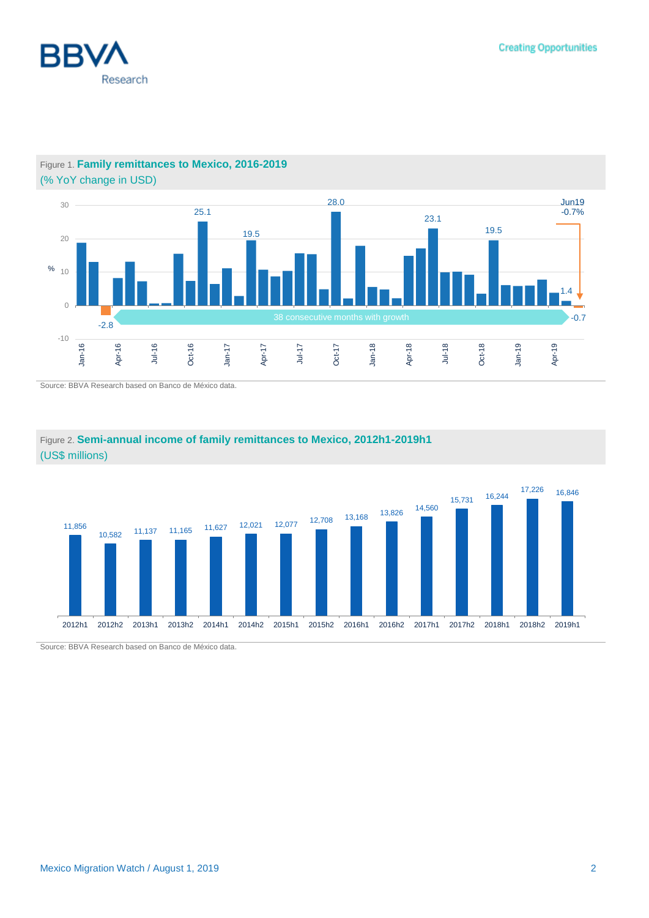Figure 1. **Family remittances to Mexico, 2016-2019**
(% YoY change in USD)

Source: BBVA Research based on Banco de México data.

Figure 2. **Semi-annual income of family remittances to Mexico, 2012h1-2019h1**
(US$ millions)

| Period | US$ millions |
|---|---|
| 2012h1 | 11,856 |
| 2012h2 | 10,582 |
| 2013h1 | 11,137 |
| 2013h2 | 11,165 |
| 2014h1 | 11,627 |
| 2014h2 | 12,021 |
| 2015h1 | 12,077 |
| 2015h2 | 12,708 |
| 2016h1 | 13,168 |
| 2016h2 | 13,826 |
| 2017h1 | 14,560 |
| 2017h2 | 15,731 |
| 2018h1 | 16,244 |
| 2018h2 | 17,226 |
| 2019h1 | 16,846 |

Source: BBVA Research based on Banco de México data.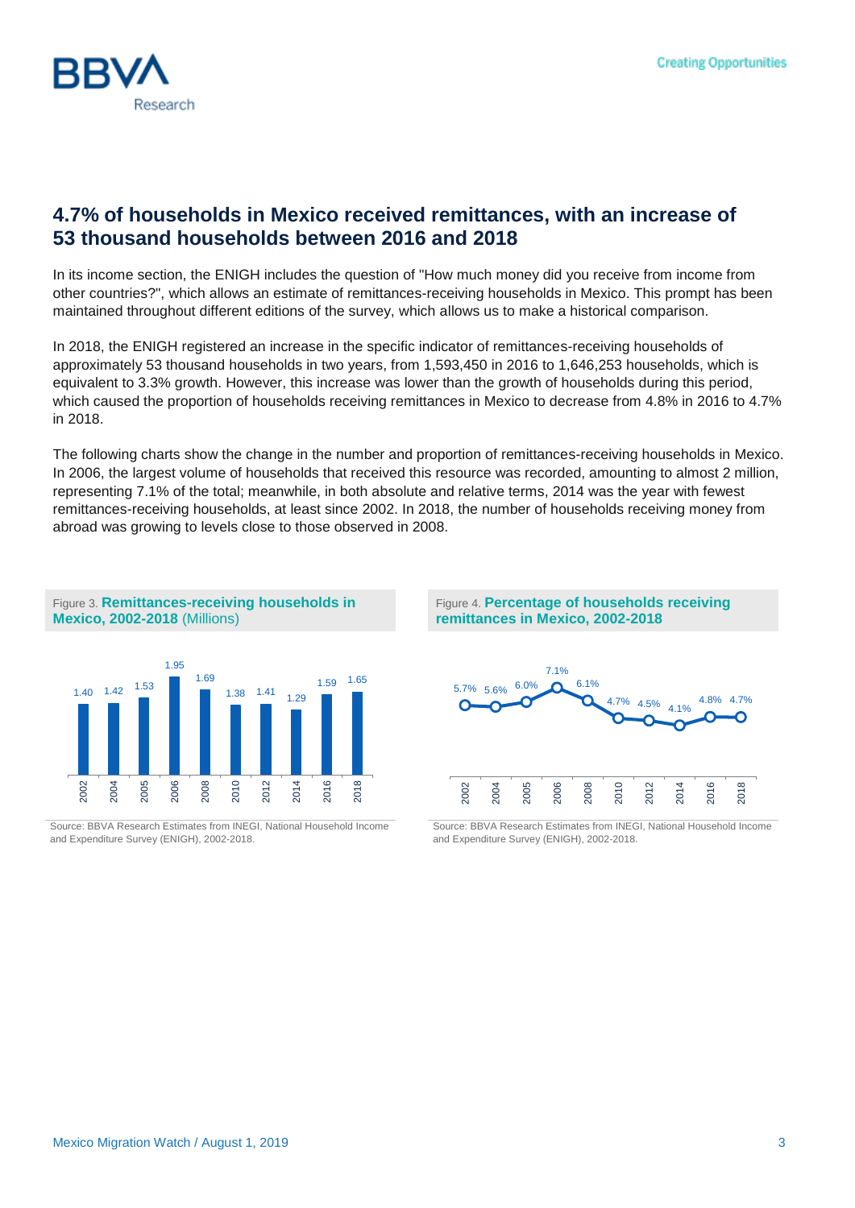## 4.7% of households in Mexico received remittances, with an increase of 53 thousand households between 2016 and 2018

In its income section, the ENIGH includes the question of "How much money did you receive from income from other countries?", which allows an estimate of remittances-receiving households in Mexico. This prompt has been maintained throughout different editions of the survey, which allows us to make a historical comparison.

In 2018, the ENIGH registered an increase in the specific indicator of remittances-receiving households of approximately 53 thousand households in two years, from 1,593,450 in 2016 to 1,646,253 households, which is equivalent to 3.3% growth. However, this increase was lower than the growth of households during this period, which caused the proportion of households receiving remittances in Mexico to decrease from 4.8% in 2016 to 4.7% in 2018.

The following charts show the change in the number and proportion of remittances-receiving households in Mexico. In 2006, the largest volume of households that received this resource was recorded, amounting to almost 2 million, representing 7.1% of the total; meanwhile, in both absolute and relative terms, 2014 was the year with fewest remittances-receiving households, at least since 2002. In 2018, the number of households receiving money from abroad was growing to levels close to those observed in 2008.

Figure 3. **Remittances-receiving households in Mexico, 2002-2018** (Millions)

| Year | 2002 | 2004 | 2005 | 2006 | 2008 | 2010 | 2012 | 2014 | 2016 | 2018 |
|---|---|---|---|---|---|---|---|---|---|---|
| Households (millions) | 1.40 | 1.42 | 1.53 | 1.95 | 1.69 | 1.38 | 1.41 | 1.29 | 1.59 | 1.65 |

Source: BBVA Research Estimates from INEGI, National Household Income and Expenditure Survey (ENIGH), 2002-2018.

Figure 4. **Percentage of households receiving remittances in Mexico, 2002-2018**

| Year | 2002 | 2004 | 2005 | 2006 | 2008 | 2010 | 2012 | 2014 | 2016 | 2018 |
|---|---|---|---|---|---|---|---|---|---|---|
| Percentage | 5.7% | 5.6% | 6.0% | 7.1% | 6.1% | 4.7% | 4.5% | 4.1% | 4.8% | 4.7% |

Source: BBVA Research Estimates from INEGI, National Household Income and Expenditure Survey (ENIGH), 2002-2018.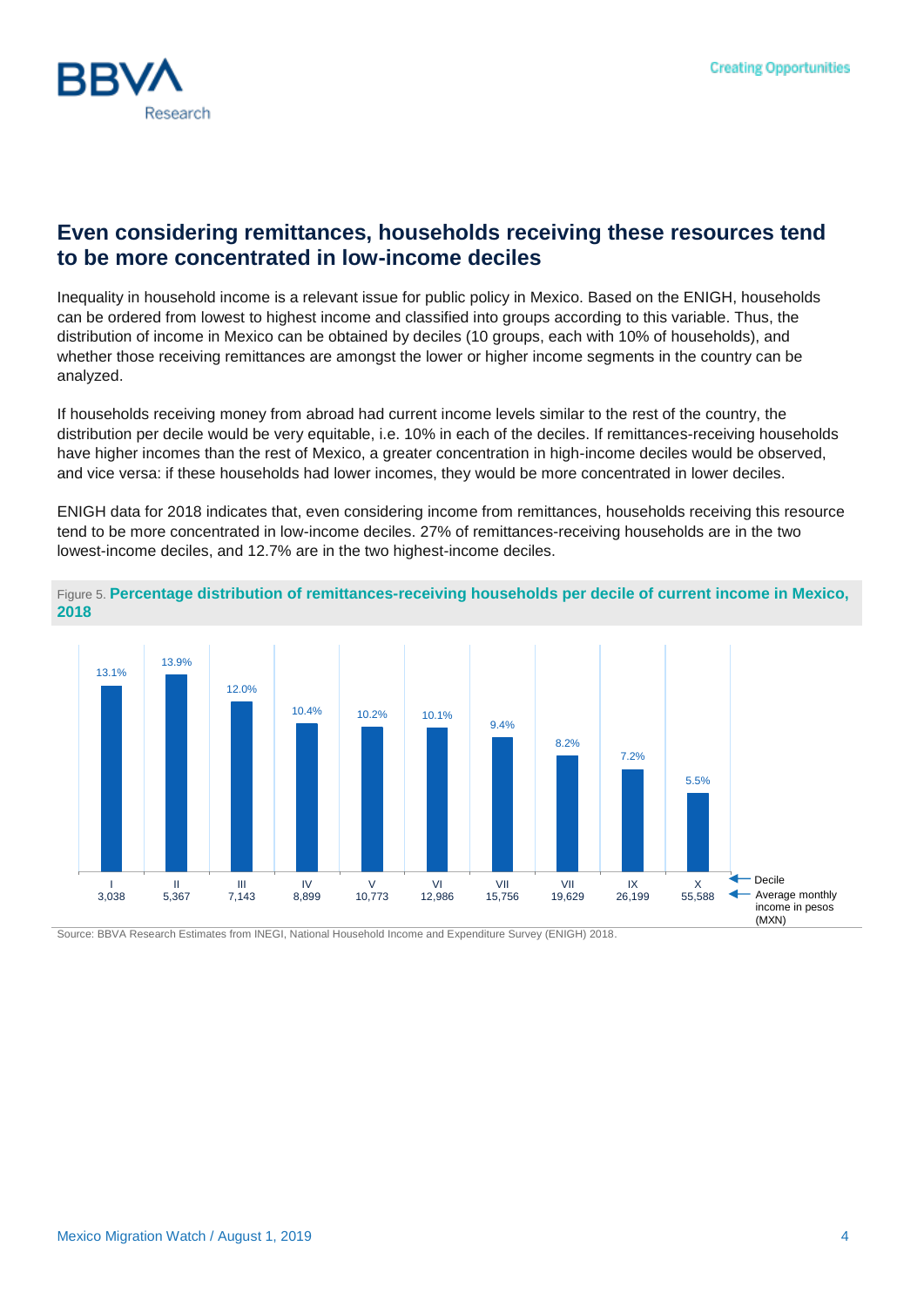## Even considering remittances, households receiving these resources tend to be more concentrated in low-income deciles

Inequality in household income is a relevant issue for public policy in Mexico. Based on the ENIGH, households can be ordered from lowest to highest income and classified into groups according to this variable. Thus, the distribution of income in Mexico can be obtained by deciles (10 groups, each with 10% of households), and whether those receiving remittances are amongst the lower or higher income segments in the country can be analyzed.

If households receiving money from abroad had current income levels similar to the rest of the country, the distribution per decile would be very equitable, i.e. 10% in each of the deciles. If remittances-receiving households have higher incomes than the rest of Mexico, a greater concentration in high-income deciles would be observed, and vice versa: if these households had lower incomes, they would be more concentrated in lower deciles.

ENIGH data for 2018 indicates that, even considering income from remittances, households receiving this resource tend to be more concentrated in low-income deciles. 27% of remittances-receiving households are in the two lowest-income deciles, and 12.7% are in the two highest-income deciles.

Figure 5. **Percentage distribution of remittances-receiving households per decile of current income in Mexico, 2018**

| Decile | I | II | III | IV | V | VI | VII | VII | IX | X |
|---|---|---|---|---|---|---|---|---|---|---|
| Average monthly income in pesos (MXN) | 3,038 | 5,367 | 7,143 | 8,899 | 10,773 | 12,986 | 15,756 | 19,629 | 26,199 | 55,588 |
| Share of remittances-receiving households | 13.1% | 13.9% | 12.0% | 10.4% | 10.2% | 10.1% | 9.4% | 8.2% | 7.2% | 5.5% |

Source: BBVA Research Estimates from INEGI, National Household Income and Expenditure Survey (ENIGH) 2018.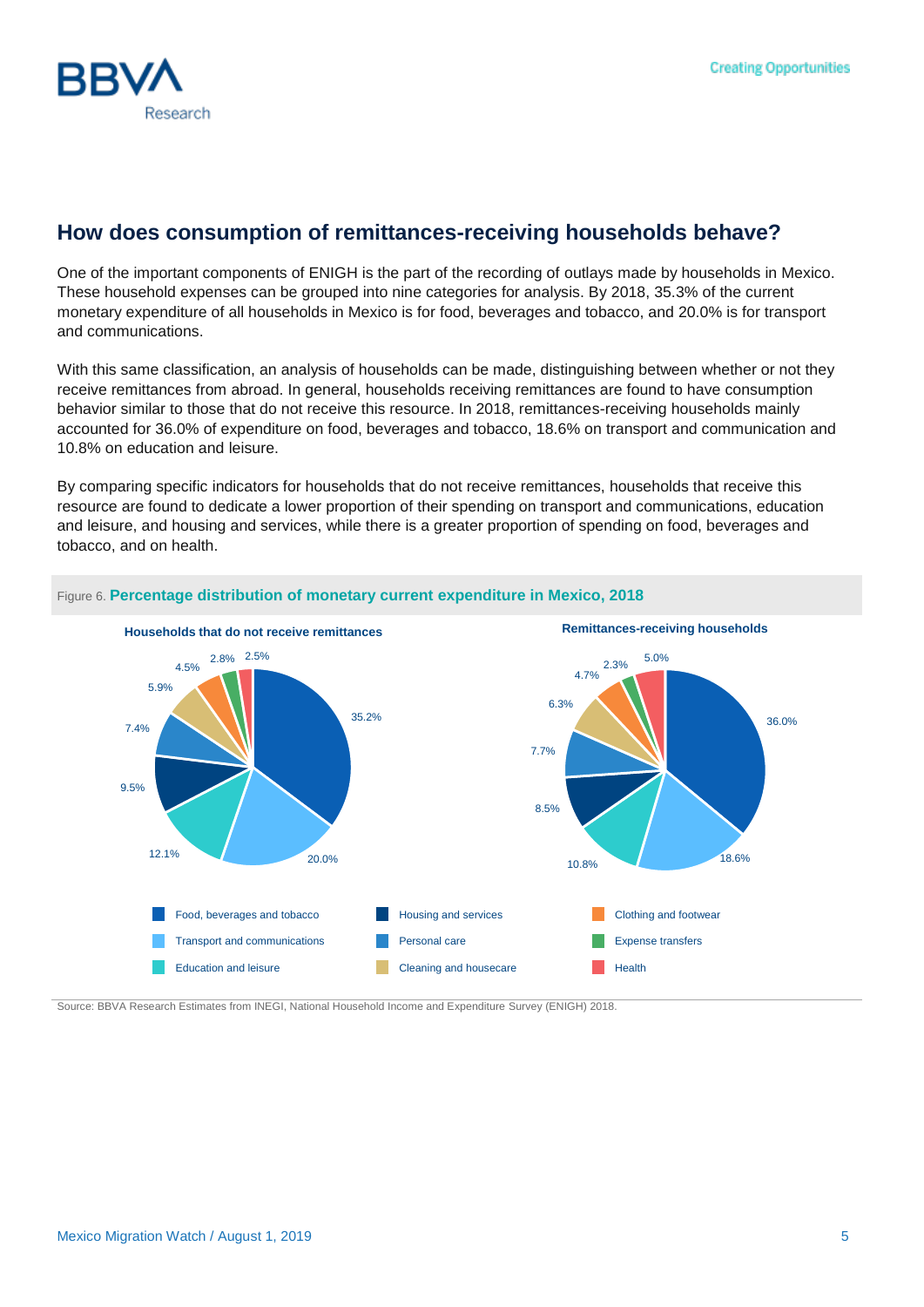## How does consumption of remittances-receiving households behave?

One of the important components of ENIGH is the part of the recording of outlays made by households in Mexico. These household expenses can be grouped into nine categories for analysis. By 2018, 35.3% of the current monetary expenditure of all households in Mexico is for food, beverages and tobacco, and 20.0% is for transport and communications.

With this same classification, an analysis of households can be made, distinguishing between whether or not they receive remittances from abroad. In general, households receiving remittances are found to have consumption behavior similar to those that do not receive this resource. In 2018, remittances-receiving households mainly accounted for 36.0% of expenditure on food, beverages and tobacco, 18.6% on transport and communication and 10.8% on education and leisure.

By comparing specific indicators for households that do not receive remittances, households that receive this resource are found to dedicate a lower proportion of their spending on transport and communications, education and leisure, and housing and services, while there is a greater proportion of spending on food, beverages and tobacco, and on health.

Figure 6. **Percentage distribution of monetary current expenditure in Mexico, 2018**

| Category | Households that do not receive remittances | Remittances-receiving households |
|---|---|---|
| Food, beverages and tobacco | 35.2% | 36.0% |
| Transport and communications | 20.0% | 18.6% |
| Education and leisure | 12.1% | 10.8% |
| Housing and services | 9.5% | 8.5% |
| Personal care | 7.4% | 7.7% |
| Cleaning and housecare | 5.9% | 6.3% |
| Clothing and footwear | 4.5% | 4.7% |
| Expense transfers | 2.8% | 2.3% |
| Health | 2.5% | 5.0% |

Source: BBVA Research Estimates from INEGI, National Household Income and Expenditure Survey (ENIGH) 2018.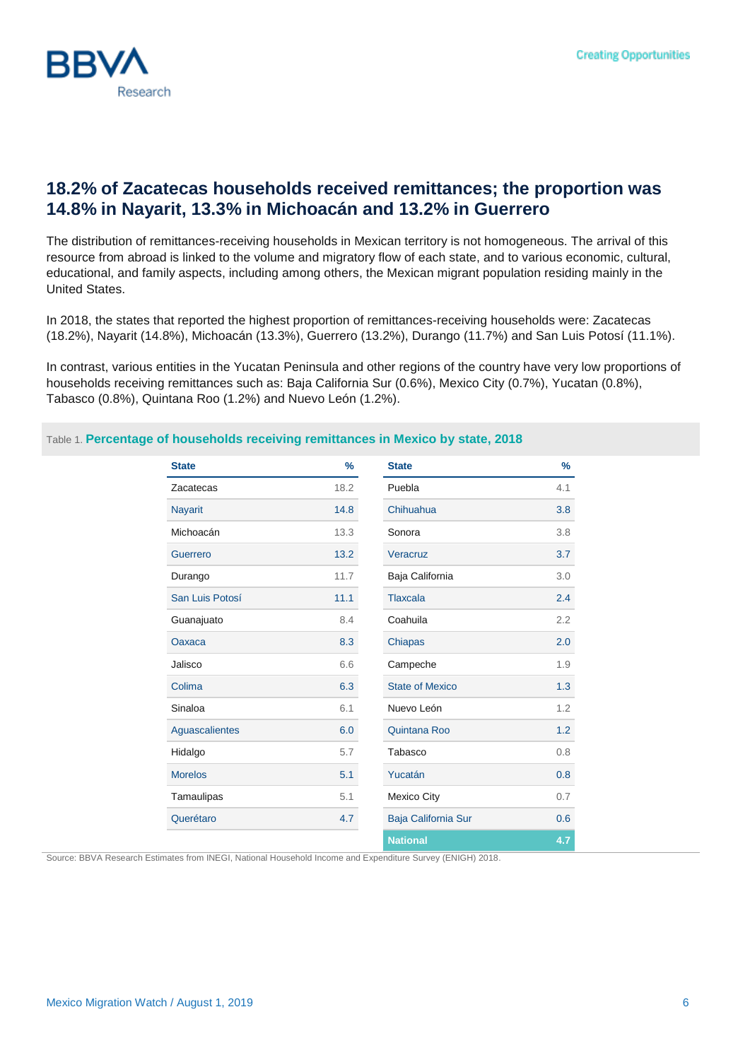## 18.2% of Zacatecas households received remittances; the proportion was 14.8% in Nayarit, 13.3% in Michoacán and 13.2% in Guerrero

The distribution of remittances-receiving households in Mexican territory is not homogeneous. The arrival of this resource from abroad is linked to the volume and migratory flow of each state, and to various economic, cultural, educational, and family aspects, including among others, the Mexican migrant population residing mainly in the United States.

In 2018, the states that reported the highest proportion of remittances-receiving households were: Zacatecas (18.2%), Nayarit (14.8%), Michoacán (13.3%), Guerrero (13.2%), Durango (11.7%) and San Luis Potosí (11.1%).

In contrast, various entities in the Yucatan Peninsula and other regions of the country have very low proportions of households receiving remittances such as: Baja California Sur (0.6%), Mexico City (0.7%), Yucatan (0.8%), Tabasco (0.8%), Quintana Roo (1.2%) and Nuevo León (1.2%).

Table 1. **Percentage of households receiving remittances in Mexico by state, 2018**

| State | % | State | % |
|---|---|---|---|
| Zacatecas | 18.2 | Puebla | 4.1 |
| Nayarit | 14.8 | Chihuahua | 3.8 |
| Michoacán | 13.3 | Sonora | 3.8 |
| Guerrero | 13.2 | Veracruz | 3.7 |
| Durango | 11.7 | Baja California | 3.0 |
| San Luis Potosí | 11.1 | Tlaxcala | 2.4 |
| Guanajuato | 8.4 | Coahuila | 2.2 |
| Oaxaca | 8.3 | Chiapas | 2.0 |
| Jalisco | 6.6 | Campeche | 1.9 |
| Colima | 6.3 | State of Mexico | 1.3 |
| Sinaloa | 6.1 | Nuevo León | 1.2 |
| Aguascalientes | 6.0 | Quintana Roo | 1.2 |
| Hidalgo | 5.7 | Tabasco | 0.8 |
| Morelos | 5.1 | Yucatán | 0.8 |
| Tamaulipas | 5.1 | Mexico City | 0.7 |
| Querétaro | 4.7 | Baja California Sur | 0.6 |
| | | **National** | **4.7** |

Source: BBVA Research Estimates from INEGI, National Household Income and Expenditure Survey (ENIGH) 2018.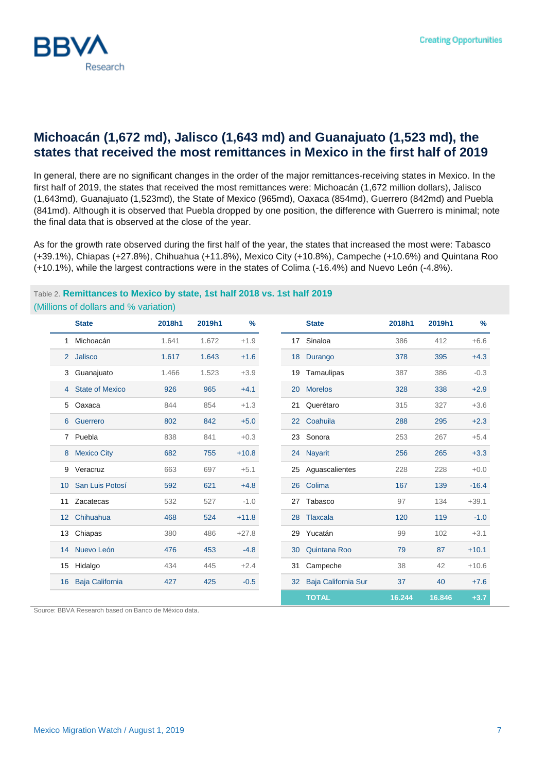## Michoacán (1,672 md), Jalisco (1,643 md) and Guanajuato (1,523 md), the states that received the most remittances in Mexico in the first half of 2019

In general, there are no significant changes in the order of the major remittances-receiving states in Mexico. In the first half of 2019, the states that received the most remittances were: Michoacán (1,672 million dollars), Jalisco (1,643md), Guanajuato (1,523md), the State of Mexico (965md), Oaxaca (854md), Guerrero (842md) and Puebla (841md). Although it is observed that Puebla dropped by one position, the difference with Guerrero is minimal; note the final data that is observed at the close of the year.

As for the growth rate observed during the first half of the year, the states that increased the most were: Tabasco (+39.1%), Chiapas (+27.8%), Chihuahua (+11.8%), Mexico City (+10.8%), Campeche (+10.6%) and Quintana Roo (+10.1%), while the largest contractions were in the states of Colima (-16.4%) and Nuevo León (-4.8%).

Table 2. **Remittances to Mexico by state, 1st half 2018 vs. 1st half 2019**
(Millions of dollars and % variation)

| | State | 2018h1 | 2019h1 | % | | State | 2018h1 | 2019h1 | % |
|---|---|---|---|---|---|---|---|---|---|
| 1 | Michoacán | 1.641 | 1.672 | +1.9 | 17 | Sinaloa | 386 | 412 | +6.6 |
| 2 | Jalisco | 1.617 | 1.643 | +1.6 | 18 | Durango | 378 | 395 | +4.3 |
| 3 | Guanajuato | 1.466 | 1.523 | +3.9 | 19 | Tamaulipas | 387 | 386 | -0.3 |
| 4 | State of Mexico | 926 | 965 | +4.1 | 20 | Morelos | 328 | 338 | +2.9 |
| 5 | Oaxaca | 844 | 854 | +1.3 | 21 | Querétaro | 315 | 327 | +3.6 |
| 6 | Guerrero | 802 | 842 | +5.0 | 22 | Coahuila | 288 | 295 | +2.3 |
| 7 | Puebla | 838 | 841 | +0.3 | 23 | Sonora | 253 | 267 | +5.4 |
| 8 | Mexico City | 682 | 755 | +10.8 | 24 | Nayarit | 256 | 265 | +3.3 |
| 9 | Veracruz | 663 | 697 | +5.1 | 25 | Aguascalientes | 228 | 228 | +0.0 |
| 10 | San Luis Potosí | 592 | 621 | +4.8 | 26 | Colima | 167 | 139 | -16.4 |
| 11 | Zacatecas | 532 | 527 | -1.0 | 27 | Tabasco | 97 | 134 | +39.1 |
| 12 | Chihuahua | 468 | 524 | +11.8 | 28 | Tlaxcala | 120 | 119 | -1.0 |
| 13 | Chiapas | 380 | 486 | +27.8 | 29 | Yucatán | 99 | 102 | +3.1 |
| 14 | Nuevo León | 476 | 453 | -4.8 | 30 | Quintana Roo | 79 | 87 | +10.1 |
| 15 | Hidalgo | 434 | 445 | +2.4 | 31 | Campeche | 38 | 42 | +10.6 |
| 16 | Baja California | 427 | 425 | -0.5 | 32 | Baja California Sur | 37 | 40 | +7.6 |
| | | | | | | **TOTAL** | **16.244** | **16.846** | **+3.7** |

Source: BBVA Research based on Banco de México data.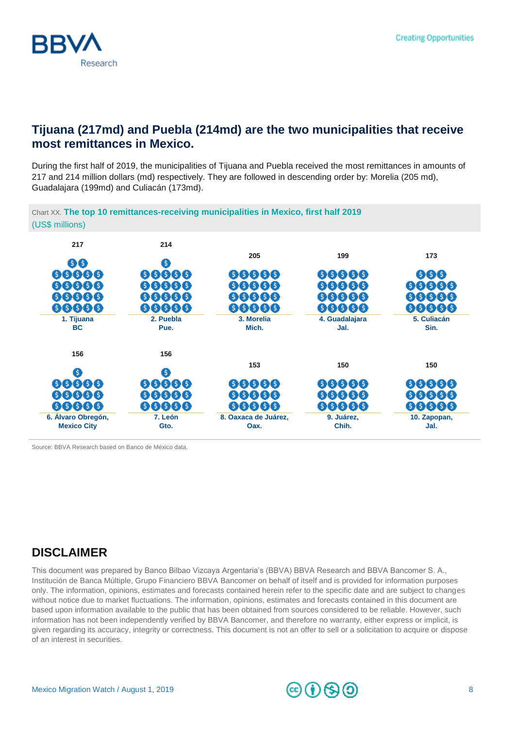## Tijuana (217md) and Puebla (214md) are the two municipalities that receive most remittances in Mexico.

During the first half of 2019, the municipalities of Tijuana and Puebla received the most remittances in amounts of 217 and 214 million dollars (md) respectively. They are followed in descending order by: Morelia (205 md), Guadalajara (199md) and Culiacán (173md).

Chart XX. **The top 10 remittances-receiving municipalities in Mexico, first half 2019** (US$ millions)

217
**1. Tijuana BC**

214
**2. Puebla Pue.**

205
**3. Morelia Mich.**

199
**4. Guadalajara Jal.**

173
**5. Culiacán Sin.**

156
**6. Álvaro Obregón, Mexico City**

156
**7. León Gto.**

153
**8. Oaxaca de Juárez, Oax.**

150
**9. Juárez, Chih.**

150
**10. Zapopan, Jal.**

Source: BBVA Research based on Banco de México data.

## DISCLAIMER

This document was prepared by Banco Bilbao Vizcaya Argentaria's (BBVA) BBVA Research and BBVA Bancomer S. A., Institución de Banca Múltiple, Grupo Financiero BBVA Bancomer on behalf of itself and is provided for information purposes only. The information, opinions, estimates and forecasts contained herein refer to the specific date and are subject to changes without notice due to market fluctuations. The information, opinions, estimates and forecasts contained in this document are based upon information available to the public that has been obtained from sources considered to be reliable. However, such information has not been independently verified by BBVA Bancomer, and therefore no warranty, either express or implicit, is given regarding its accuracy, integrity or correctness. This document is not an offer to sell or a solicitation to acquire or dispose of an interest in securities.